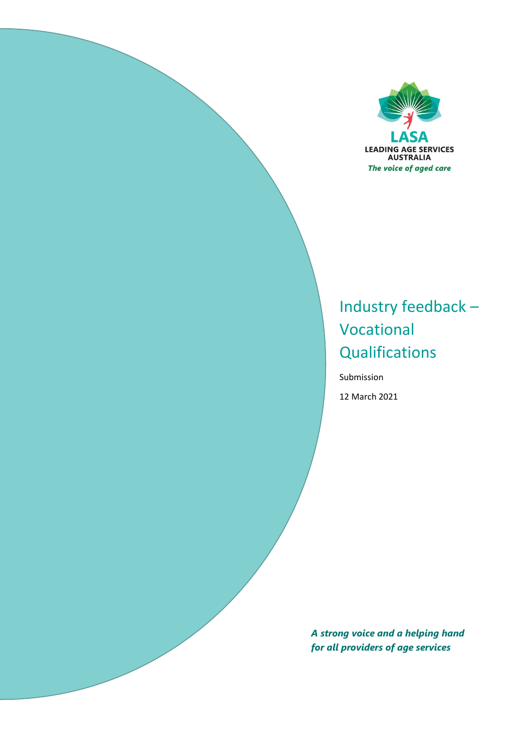LASA

LEADING AGE SERVICES AUSTRALIA

*The voice of aged care*

# Industry feedback – Vocational Qualifications

Submission

12 March 2021

***A strong voice and a helping hand for all providers of age services***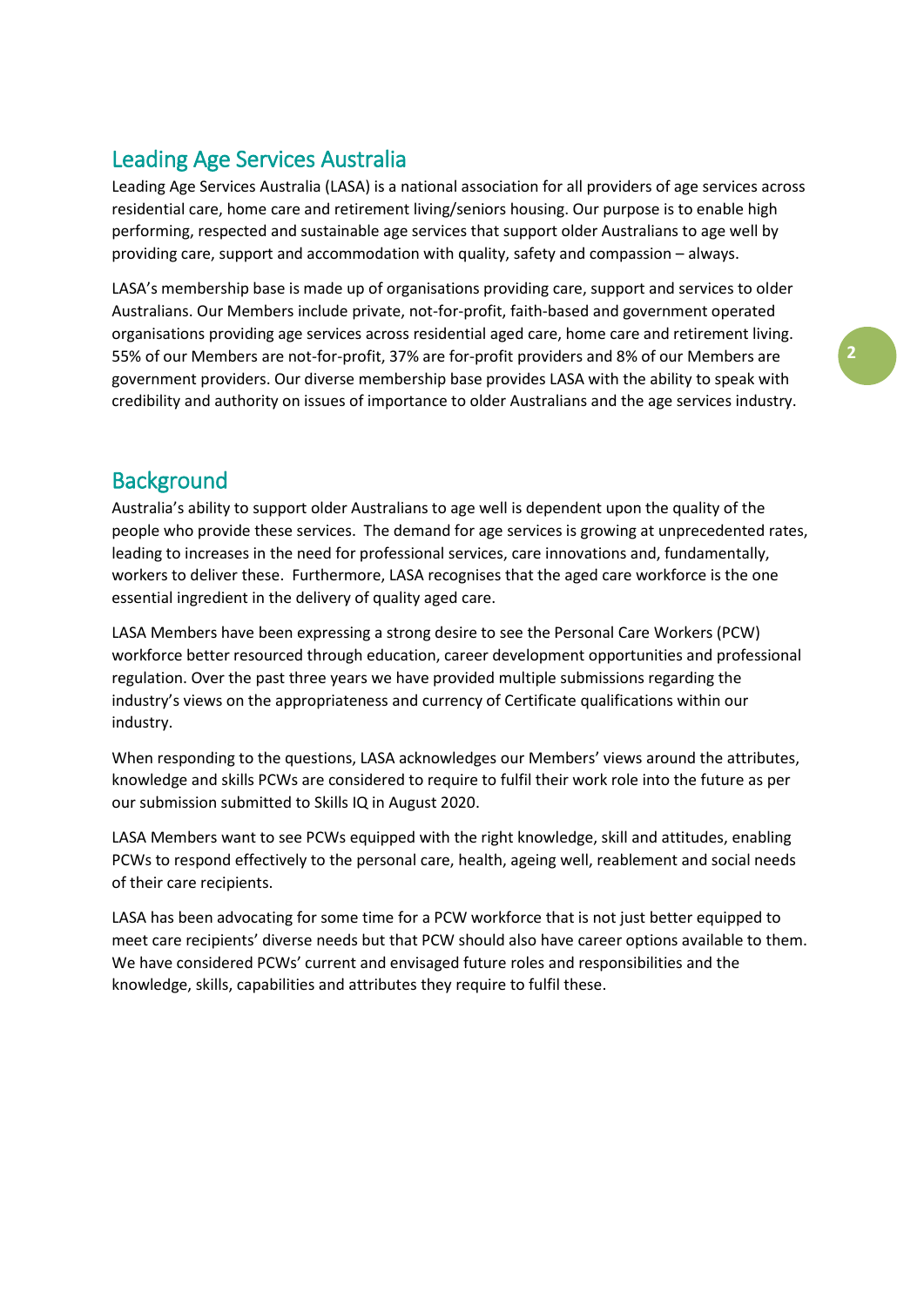## Leading Age Services Australia

Leading Age Services Australia (LASA) is a national association for all providers of age services across residential care, home care and retirement living/seniors housing. Our purpose is to enable high performing, respected and sustainable age services that support older Australians to age well by providing care, support and accommodation with quality, safety and compassion – always.

LASA's membership base is made up of organisations providing care, support and services to older Australians. Our Members include private, not-for-profit, faith-based and government operated organisations providing age services across residential aged care, home care and retirement living. 55% of our Members are not-for-profit, 37% are for-profit providers and 8% of our Members are government providers. Our diverse membership base provides LASA with the ability to speak with credibility and authority on issues of importance to older Australians and the age services industry.

## Background

Australia's ability to support older Australians to age well is dependent upon the quality of the people who provide these services. The demand for age services is growing at unprecedented rates, leading to increases in the need for professional services, care innovations and, fundamentally, workers to deliver these. Furthermore, LASA recognises that the aged care workforce is the one essential ingredient in the delivery of quality aged care.

LASA Members have been expressing a strong desire to see the Personal Care Workers (PCW) workforce better resourced through education, career development opportunities and professional regulation. Over the past three years we have provided multiple submissions regarding the industry's views on the appropriateness and currency of Certificate qualifications within our industry.

When responding to the questions, LASA acknowledges our Members' views around the attributes, knowledge and skills PCWs are considered to require to fulfil their work role into the future as per our submission submitted to Skills IQ in August 2020.

LASA Members want to see PCWs equipped with the right knowledge, skill and attitudes, enabling PCWs to respond effectively to the personal care, health, ageing well, reablement and social needs of their care recipients.

LASA has been advocating for some time for a PCW workforce that is not just better equipped to meet care recipients' diverse needs but that PCW should also have career options available to them. We have considered PCWs' current and envisaged future roles and responsibilities and the knowledge, skills, capabilities and attributes they require to fulfil these.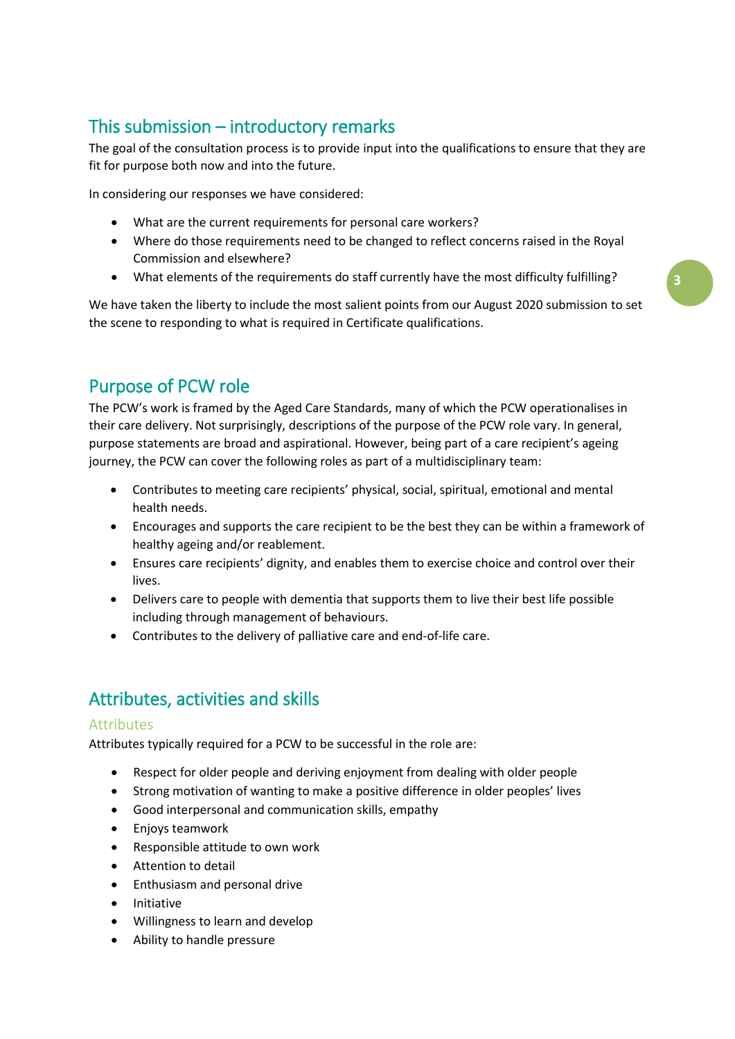## This submission – introductory remarks

The goal of the consultation process is to provide input into the qualifications to ensure that they are fit for purpose both now and into the future.

In considering our responses we have considered:

- What are the current requirements for personal care workers?
- Where do those requirements need to be changed to reflect concerns raised in the Royal Commission and elsewhere?
- What elements of the requirements do staff currently have the most difficulty fulfilling?

We have taken the liberty to include the most salient points from our August 2020 submission to set the scene to responding to what is required in Certificate qualifications.

## Purpose of PCW role

The PCW's work is framed by the Aged Care Standards, many of which the PCW operationalises in their care delivery. Not surprisingly, descriptions of the purpose of the PCW role vary. In general, purpose statements are broad and aspirational. However, being part of a care recipient's ageing journey, the PCW can cover the following roles as part of a multidisciplinary team:

- Contributes to meeting care recipients' physical, social, spiritual, emotional and mental health needs.
- Encourages and supports the care recipient to be the best they can be within a framework of healthy ageing and/or reablement.
- Ensures care recipients' dignity, and enables them to exercise choice and control over their lives.
- Delivers care to people with dementia that supports them to live their best life possible including through management of behaviours.
- Contributes to the delivery of palliative care and end-of-life care.

## Attributes, activities and skills

### Attributes

Attributes typically required for a PCW to be successful in the role are:

- Respect for older people and deriving enjoyment from dealing with older people
- Strong motivation of wanting to make a positive difference in older peoples' lives
- Good interpersonal and communication skills, empathy
- Enjoys teamwork
- Responsible attitude to own work
- Attention to detail
- Enthusiasm and personal drive
- Initiative
- Willingness to learn and develop
- Ability to handle pressure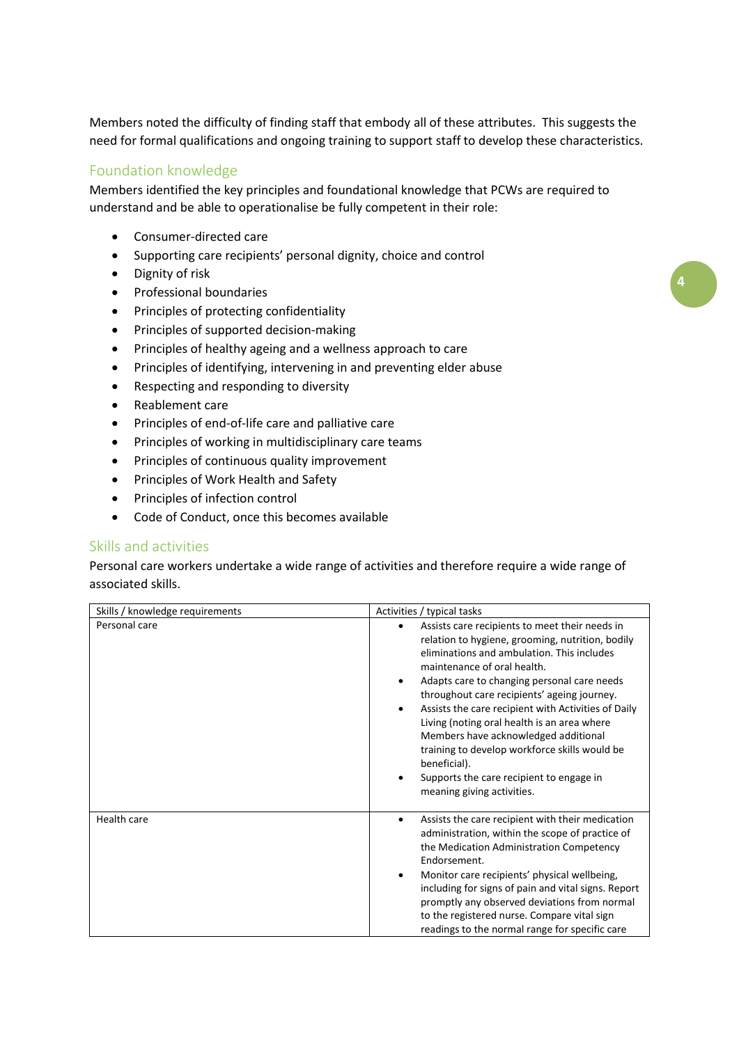Members noted the difficulty of finding staff that embody all of these attributes. This suggests the need for formal qualifications and ongoing training to support staff to develop these characteristics.

## Foundation knowledge

Members identified the key principles and foundational knowledge that PCWs are required to understand and be able to operationalise be fully competent in their role:

- Consumer-directed care
- Supporting care recipients' personal dignity, choice and control
- Dignity of risk
- Professional boundaries
- Principles of protecting confidentiality
- Principles of supported decision-making
- Principles of healthy ageing and a wellness approach to care
- Principles of identifying, intervening in and preventing elder abuse
- Respecting and responding to diversity
- Reablement care
- Principles of end-of-life care and palliative care
- Principles of working in multidisciplinary care teams
- Principles of continuous quality improvement
- Principles of Work Health and Safety
- Principles of infection control
- Code of Conduct, once this becomes available

## Skills and activities

Personal care workers undertake a wide range of activities and therefore require a wide range of associated skills.

| Skills / knowledge requirements | Activities / typical tasks |
| --- | --- |
| Personal care | • Assists care recipients to meet their needs in relation to hygiene, grooming, nutrition, bodily eliminations and ambulation. This includes maintenance of oral health.<br>• Adapts care to changing personal care needs throughout care recipients' ageing journey.<br>• Assists the care recipient with Activities of Daily Living (noting oral health is an area where Members have acknowledged additional training to develop workforce skills would be beneficial).<br>• Supports the care recipient to engage in meaning giving activities. |
| Health care | • Assists the care recipient with their medication administration, within the scope of practice of the Medication Administration Competency Endorsement.<br>• Monitor care recipients' physical wellbeing, including for signs of pain and vital signs. Report promptly any observed deviations from normal to the registered nurse. Compare vital sign readings to the normal range for specific care |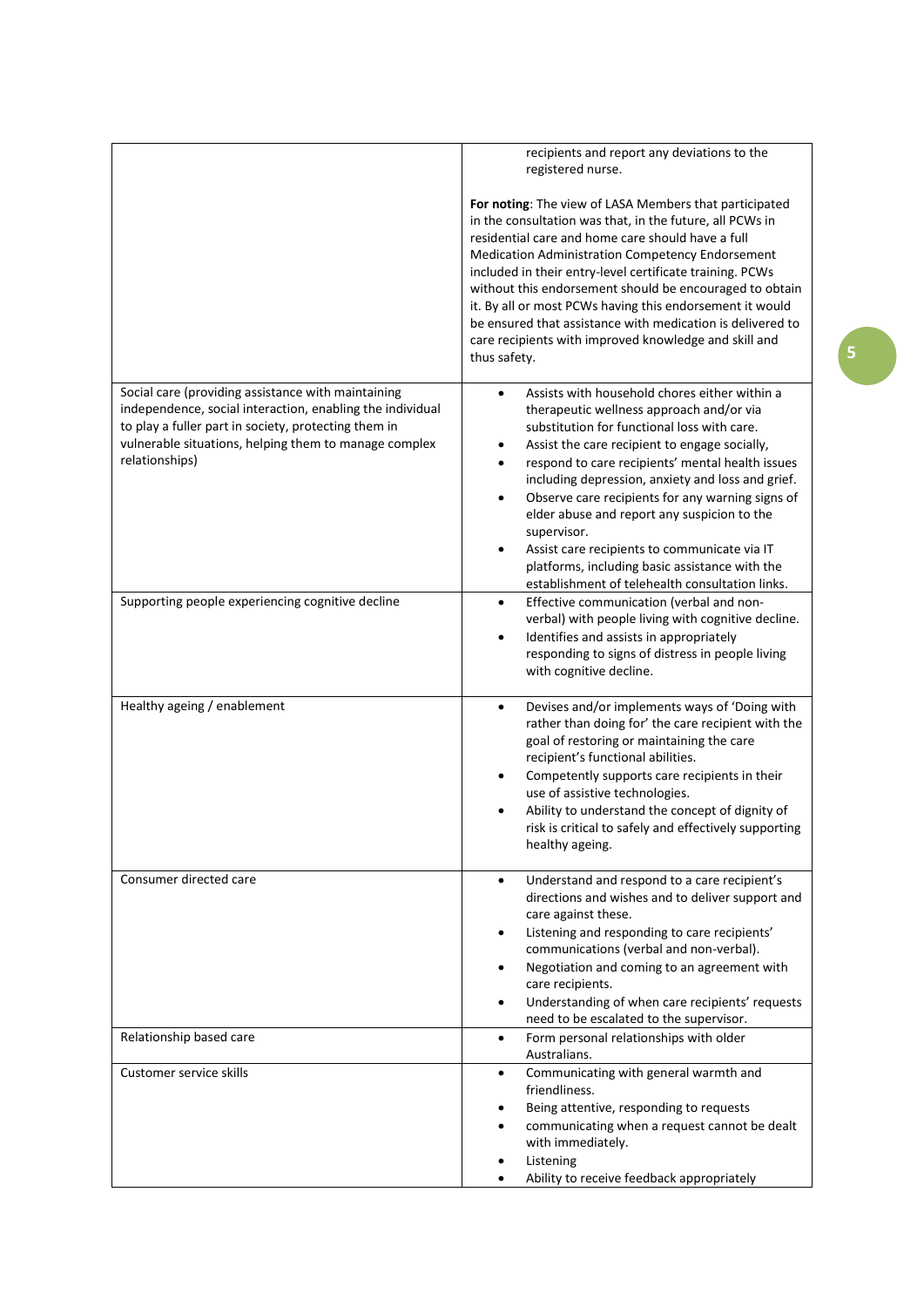| | |
|---|---|
| | recipients and report any deviations to the registered nurse.<br><br>**For noting**: The view of LASA Members that participated in the consultation was that, in the future, all PCWs in residential care and home care should have a full Medication Administration Competency Endorsement included in their entry-level certificate training. PCWs without this endorsement should be encouraged to obtain it. By all or most PCWs having this endorsement it would be ensured that assistance with medication is delivered to care recipients with improved knowledge and skill and thus safety. |
| Social care (providing assistance with maintaining independence, social interaction, enabling the individual to play a fuller part in society, protecting them in vulnerable situations, helping them to manage complex relationships) | • Assists with household chores either within a therapeutic wellness approach and/or via substitution for functional loss with care.<br>• Assist the care recipient to engage socially,<br>• respond to care recipients' mental health issues including depression, anxiety and loss and grief.<br>• Observe care recipients for any warning signs of elder abuse and report any suspicion to the supervisor.<br>• Assist care recipients to communicate via IT platforms, including basic assistance with the establishment of telehealth consultation links. |
| Supporting people experiencing cognitive decline | • Effective communication (verbal and non-verbal) with people living with cognitive decline.<br>• Identifies and assists in appropriately responding to signs of distress in people living with cognitive decline. |
| Healthy ageing / enablement | • Devises and/or implements ways of 'Doing with rather than doing for' the care recipient with the goal of restoring or maintaining the care recipient's functional abilities.<br>• Competently supports care recipients in their use of assistive technologies.<br>• Ability to understand the concept of dignity of risk is critical to safely and effectively supporting healthy ageing. |
| Consumer directed care | • Understand and respond to a care recipient's directions and wishes and to deliver support and care against these.<br>• Listening and responding to care recipients' communications (verbal and non-verbal).<br>• Negotiation and coming to an agreement with care recipients.<br>• Understanding of when care recipients' requests need to be escalated to the supervisor. |
| Relationship based care | • Form personal relationships with older Australians. |
| Customer service skills | • Communicating with general warmth and friendliness.<br>• Being attentive, responding to requests<br>• communicating when a request cannot be dealt with immediately.<br>• Listening<br>• Ability to receive feedback appropriately |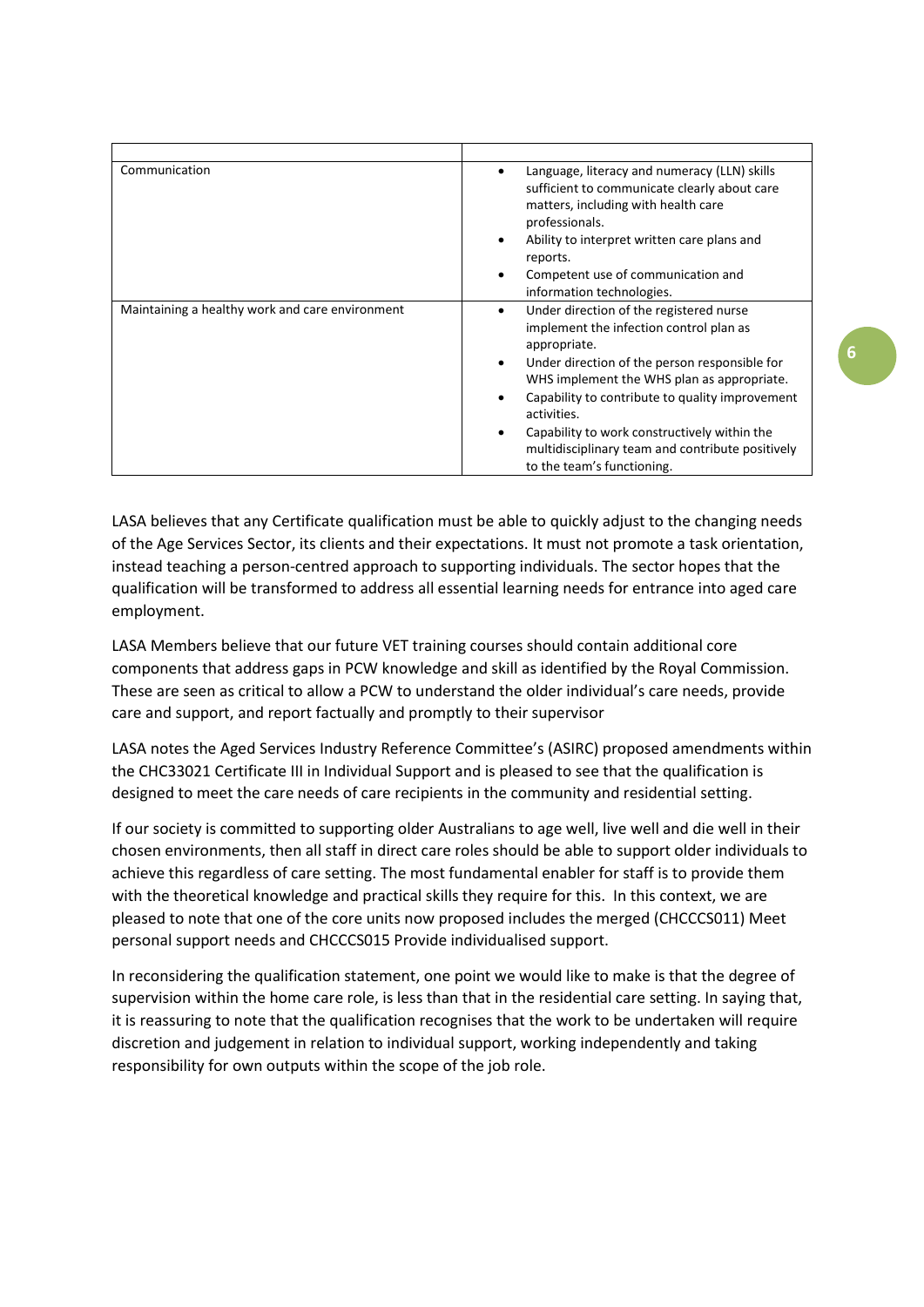| | |
|---|---|
| Communication | • Language, literacy and numeracy (LLN) skills sufficient to communicate clearly about care matters, including with health care professionals.<br>• Ability to interpret written care plans and reports.<br>• Competent use of communication and information technologies. |
| Maintaining a healthy work and care environment | • Under direction of the registered nurse implement the infection control plan as appropriate.<br>• Under direction of the person responsible for WHS implement the WHS plan as appropriate.<br>• Capability to contribute to quality improvement activities.<br>• Capability to work constructively within the multidisciplinary team and contribute positively to the team's functioning. |

LASA believes that any Certificate qualification must be able to quickly adjust to the changing needs of the Age Services Sector, its clients and their expectations. It must not promote a task orientation, instead teaching a person-centred approach to supporting individuals. The sector hopes that the qualification will be transformed to address all essential learning needs for entrance into aged care employment.

LASA Members believe that our future VET training courses should contain additional core components that address gaps in PCW knowledge and skill as identified by the Royal Commission. These are seen as critical to allow a PCW to understand the older individual's care needs, provide care and support, and report factually and promptly to their supervisor

LASA notes the Aged Services Industry Reference Committee's (ASIRC) proposed amendments within the CHC33021 Certificate III in Individual Support and is pleased to see that the qualification is designed to meet the care needs of care recipients in the community and residential setting.

If our society is committed to supporting older Australians to age well, live well and die well in their chosen environments, then all staff in direct care roles should be able to support older individuals to achieve this regardless of care setting. The most fundamental enabler for staff is to provide them with the theoretical knowledge and practical skills they require for this. In this context, we are pleased to note that one of the core units now proposed includes the merged (CHCCCS011) Meet personal support needs and CHCCCS015 Provide individualised support.

In reconsidering the qualification statement, one point we would like to make is that the degree of supervision within the home care role, is less than that in the residential care setting. In saying that, it is reassuring to note that the qualification recognises that the work to be undertaken will require discretion and judgement in relation to individual support, working independently and taking responsibility for own outputs within the scope of the job role.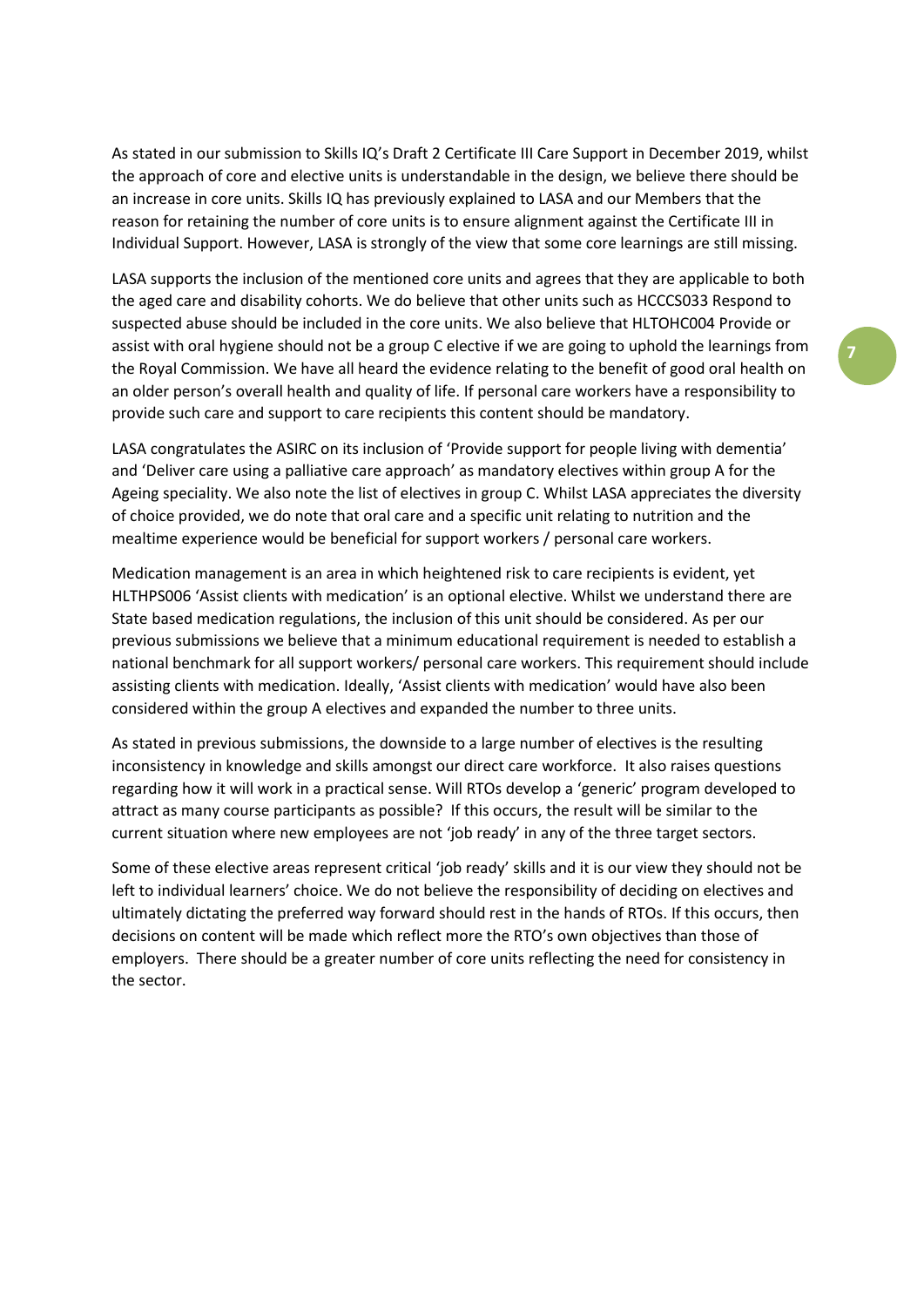As stated in our submission to Skills IQ's Draft 2 Certificate III Care Support in December 2019, whilst the approach of core and elective units is understandable in the design, we believe there should be an increase in core units. Skills IQ has previously explained to LASA and our Members that the reason for retaining the number of core units is to ensure alignment against the Certificate III in Individual Support. However, LASA is strongly of the view that some core learnings are still missing.

LASA supports the inclusion of the mentioned core units and agrees that they are applicable to both the aged care and disability cohorts. We do believe that other units such as HCCCS033 Respond to suspected abuse should be included in the core units. We also believe that HLTOHC004 Provide or assist with oral hygiene should not be a group C elective if we are going to uphold the learnings from the Royal Commission. We have all heard the evidence relating to the benefit of good oral health on an older person's overall health and quality of life. If personal care workers have a responsibility to provide such care and support to care recipients this content should be mandatory.

LASA congratulates the ASIRC on its inclusion of 'Provide support for people living with dementia' and 'Deliver care using a palliative care approach' as mandatory electives within group A for the Ageing speciality. We also note the list of electives in group C. Whilst LASA appreciates the diversity of choice provided, we do note that oral care and a specific unit relating to nutrition and the mealtime experience would be beneficial for support workers / personal care workers.

Medication management is an area in which heightened risk to care recipients is evident, yet HLTHPS006 'Assist clients with medication' is an optional elective. Whilst we understand there are State based medication regulations, the inclusion of this unit should be considered. As per our previous submissions we believe that a minimum educational requirement is needed to establish a national benchmark for all support workers/ personal care workers. This requirement should include assisting clients with medication. Ideally, 'Assist clients with medication' would have also been considered within the group A electives and expanded the number to three units.

As stated in previous submissions, the downside to a large number of electives is the resulting inconsistency in knowledge and skills amongst our direct care workforce. It also raises questions regarding how it will work in a practical sense. Will RTOs develop a 'generic' program developed to attract as many course participants as possible? If this occurs, the result will be similar to the current situation where new employees are not 'job ready' in any of the three target sectors.

Some of these elective areas represent critical 'job ready' skills and it is our view they should not be left to individual learners' choice. We do not believe the responsibility of deciding on electives and ultimately dictating the preferred way forward should rest in the hands of RTOs. If this occurs, then decisions on content will be made which reflect more the RTO's own objectives than those of employers. There should be a greater number of core units reflecting the need for consistency in the sector.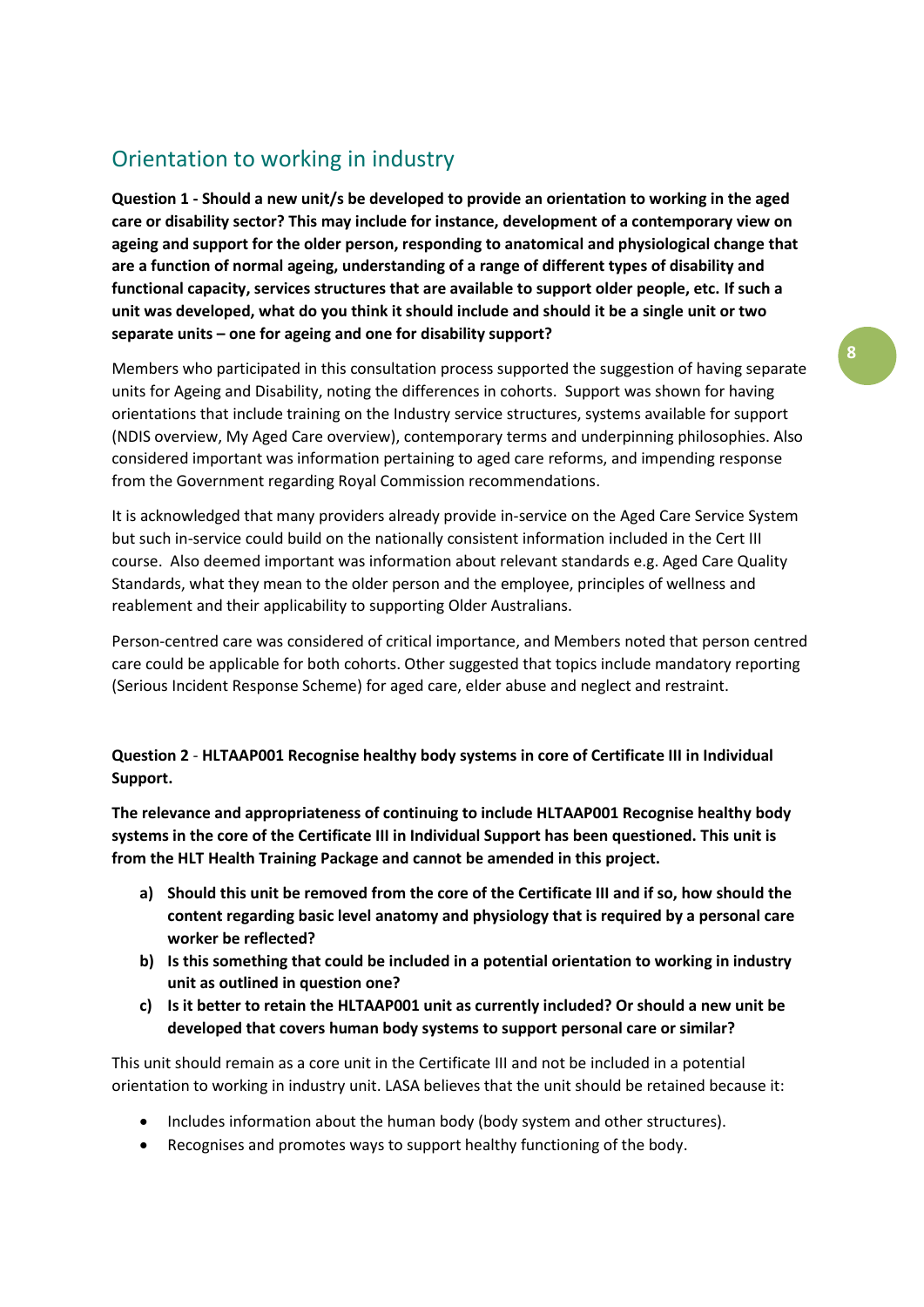## Orientation to working in industry

**Question 1 - Should a new unit/s be developed to provide an orientation to working in the aged care or disability sector? This may include for instance, development of a contemporary view on ageing and support for the older person, responding to anatomical and physiological change that are a function of normal ageing, understanding of a range of different types of disability and functional capacity, services structures that are available to support older people, etc. If such a unit was developed, what do you think it should include and should it be a single unit or two separate units – one for ageing and one for disability support?**

Members who participated in this consultation process supported the suggestion of having separate units for Ageing and Disability, noting the differences in cohorts. Support was shown for having orientations that include training on the Industry service structures, systems available for support (NDIS overview, My Aged Care overview), contemporary terms and underpinning philosophies. Also considered important was information pertaining to aged care reforms, and impending response from the Government regarding Royal Commission recommendations.

It is acknowledged that many providers already provide in-service on the Aged Care Service System but such in-service could build on the nationally consistent information included in the Cert III course. Also deemed important was information about relevant standards e.g. Aged Care Quality Standards, what they mean to the older person and the employee, principles of wellness and reablement and their applicability to supporting Older Australians.

Person-centred care was considered of critical importance, and Members noted that person centred care could be applicable for both cohorts. Other suggested that topics include mandatory reporting (Serious Incident Response Scheme) for aged care, elder abuse and neglect and restraint.

**Question 2** - **HLTAAP001 Recognise healthy body systems in core of Certificate III in Individual Support.**

**The relevance and appropriateness of continuing to include HLTAAP001 Recognise healthy body systems in the core of the Certificate III in Individual Support has been questioned. This unit is from the HLT Health Training Package and cannot be amended in this project.**

a) **Should this unit be removed from the core of the Certificate III and if so, how should the content regarding basic level anatomy and physiology that is required by a personal care worker be reflected?**
b) **Is this something that could be included in a potential orientation to working in industry unit as outlined in question one?**
c) **Is it better to retain the HLTAAP001 unit as currently included? Or should a new unit be developed that covers human body systems to support personal care or similar?**

This unit should remain as a core unit in the Certificate III and not be included in a potential orientation to working in industry unit. LASA believes that the unit should be retained because it:

- Includes information about the human body (body system and other structures).
- Recognises and promotes ways to support healthy functioning of the body.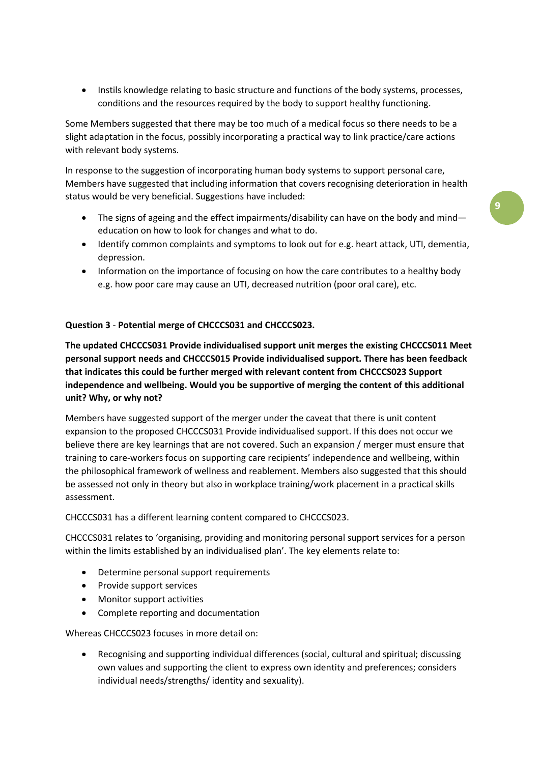- Instils knowledge relating to basic structure and functions of the body systems, processes, conditions and the resources required by the body to support healthy functioning.

Some Members suggested that there may be too much of a medical focus so there needs to be a slight adaptation in the focus, possibly incorporating a practical way to link practice/care actions with relevant body systems.

In response to the suggestion of incorporating human body systems to support personal care, Members have suggested that including information that covers recognising deterioration in health status would be very beneficial. Suggestions have included:

- The signs of ageing and the effect impairments/disability can have on the body and mind—education on how to look for changes and what to do.
- Identify common complaints and symptoms to look out for e.g. heart attack, UTI, dementia, depression.
- Information on the importance of focusing on how the care contributes to a healthy body e.g. how poor care may cause an UTI, decreased nutrition (poor oral care), etc.

**Question 3** - **Potential merge of CHCCCS031 and CHCCCS023.**

**The updated CHCCCS031 Provide individualised support unit merges the existing CHCCCS011 Meet personal support needs and CHCCCS015 Provide individualised support. There has been feedback that indicates this could be further merged with relevant content from CHCCCS023 Support independence and wellbeing. Would you be supportive of merging the content of this additional unit? Why, or why not?**

Members have suggested support of the merger under the caveat that there is unit content expansion to the proposed CHCCCS031 Provide individualised support. If this does not occur we believe there are key learnings that are not covered. Such an expansion / merger must ensure that training to care-workers focus on supporting care recipients' independence and wellbeing, within the philosophical framework of wellness and reablement. Members also suggested that this should be assessed not only in theory but also in workplace training/work placement in a practical skills assessment.

CHCCCS031 has a different learning content compared to CHCCCS023.

CHCCCS031 relates to 'organising, providing and monitoring personal support services for a person within the limits established by an individualised plan'. The key elements relate to:

- Determine personal support requirements
- Provide support services
- Monitor support activities
- Complete reporting and documentation

Whereas CHCCCS023 focuses in more detail on:

- Recognising and supporting individual differences (social, cultural and spiritual; discussing own values and supporting the client to express own identity and preferences; considers individual needs/strengths/ identity and sexuality).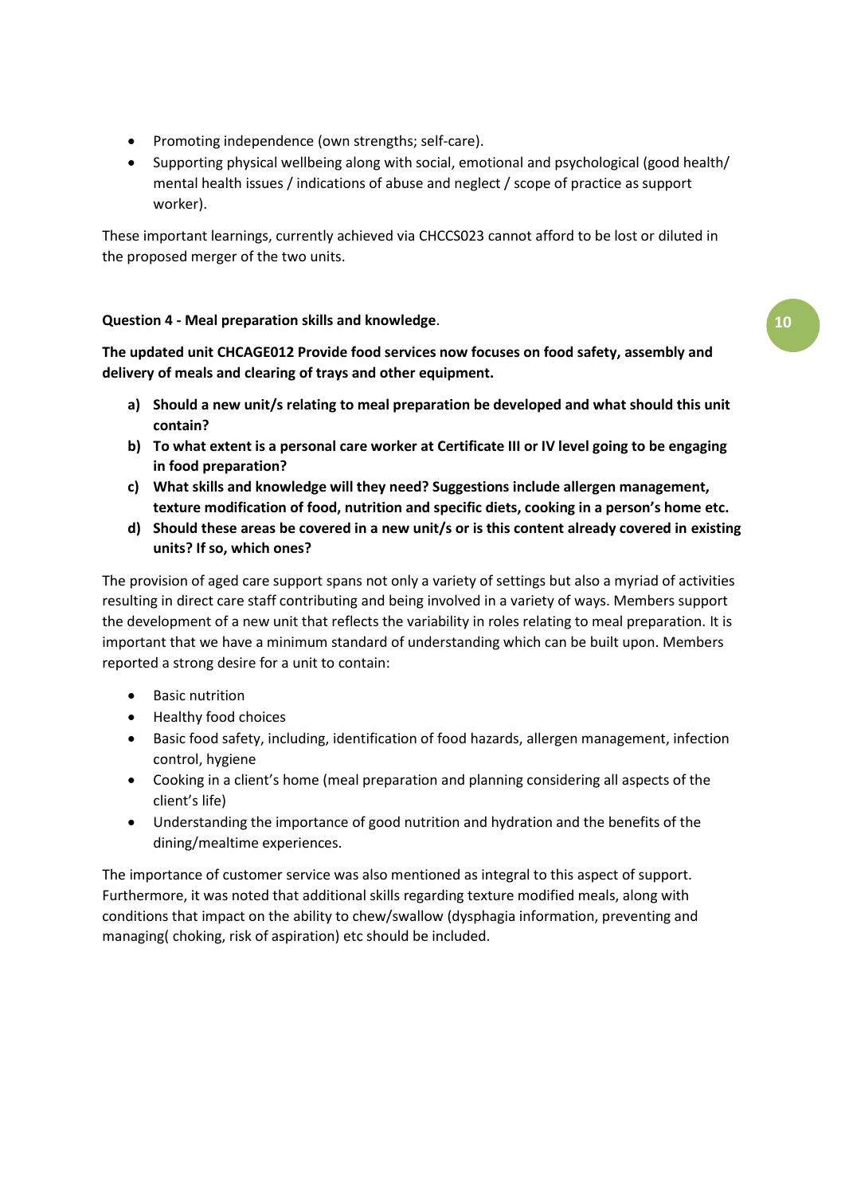- Promoting independence (own strengths; self-care).
- Supporting physical wellbeing along with social, emotional and psychological (good health/ mental health issues / indications of abuse and neglect / scope of practice as support worker).

These important learnings, currently achieved via CHCCS023 cannot afford to be lost or diluted in the proposed merger of the two units.

**Question 4 - Meal preparation skills and knowledge**.

**The updated unit CHCAGE012 Provide food services now focuses on food safety, assembly and delivery of meals and clearing of trays and other equipment.**

a) **Should a new unit/s relating to meal preparation be developed and what should this unit contain?**
b) **To what extent is a personal care worker at Certificate III or IV level going to be engaging in food preparation?**
c) **What skills and knowledge will they need? Suggestions include allergen management, texture modification of food, nutrition and specific diets, cooking in a person's home etc.**
d) **Should these areas be covered in a new unit/s or is this content already covered in existing units? If so, which ones?**

The provision of aged care support spans not only a variety of settings but also a myriad of activities resulting in direct care staff contributing and being involved in a variety of ways. Members support the development of a new unit that reflects the variability in roles relating to meal preparation. It is important that we have a minimum standard of understanding which can be built upon. Members reported a strong desire for a unit to contain:

- Basic nutrition
- Healthy food choices
- Basic food safety, including, identification of food hazards, allergen management, infection control, hygiene
- Cooking in a client's home (meal preparation and planning considering all aspects of the client's life)
- Understanding the importance of good nutrition and hydration and the benefits of the dining/mealtime experiences.

The importance of customer service was also mentioned as integral to this aspect of support. Furthermore, it was noted that additional skills regarding texture modified meals, along with conditions that impact on the ability to chew/swallow (dysphagia information, preventing and managing( choking, risk of aspiration) etc should be included.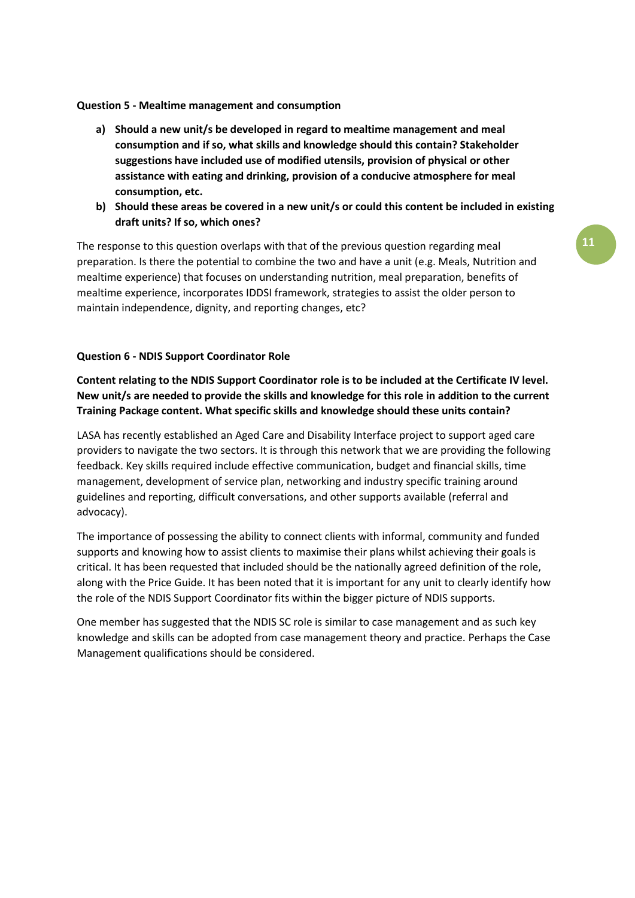**Question 5 - Mealtime management and consumption**

a) **Should a new unit/s be developed in regard to mealtime management and meal consumption and if so, what skills and knowledge should this contain? Stakeholder suggestions have included use of modified utensils, provision of physical or other assistance with eating and drinking, provision of a conducive atmosphere for meal consumption, etc.**

b) **Should these areas be covered in a new unit/s or could this content be included in existing draft units? If so, which ones?**

The response to this question overlaps with that of the previous question regarding meal preparation. Is there the potential to combine the two and have a unit (e.g. Meals, Nutrition and mealtime experience) that focuses on understanding nutrition, meal preparation, benefits of mealtime experience, incorporates IDDSI framework, strategies to assist the older person to maintain independence, dignity, and reporting changes, etc?

**Question 6 - NDIS Support Coordinator Role**

**Content relating to the NDIS Support Coordinator role is to be included at the Certificate IV level. New unit/s are needed to provide the skills and knowledge for this role in addition to the current Training Package content. What specific skills and knowledge should these units contain?**

LASA has recently established an Aged Care and Disability Interface project to support aged care providers to navigate the two sectors. It is through this network that we are providing the following feedback. Key skills required include effective communication, budget and financial skills, time management, development of service plan, networking and industry specific training around guidelines and reporting, difficult conversations, and other supports available (referral and advocacy).

The importance of possessing the ability to connect clients with informal, community and funded supports and knowing how to assist clients to maximise their plans whilst achieving their goals is critical. It has been requested that included should be the nationally agreed definition of the role, along with the Price Guide. It has been noted that it is important for any unit to clearly identify how the role of the NDIS Support Coordinator fits within the bigger picture of NDIS supports.

One member has suggested that the NDIS SC role is similar to case management and as such key knowledge and skills can be adopted from case management theory and practice. Perhaps the Case Management qualifications should be considered.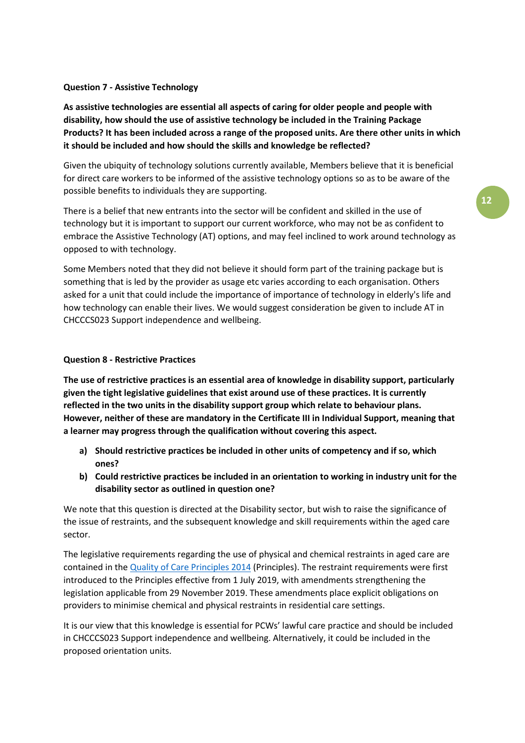**Question 7 - Assistive Technology**

**As assistive technologies are essential all aspects of caring for older people and people with disability, how should the use of assistive technology be included in the Training Package Products? It has been included across a range of the proposed units. Are there other units in which it should be included and how should the skills and knowledge be reflected?**

Given the ubiquity of technology solutions currently available, Members believe that it is beneficial for direct care workers to be informed of the assistive technology options so as to be aware of the possible benefits to individuals they are supporting.

There is a belief that new entrants into the sector will be confident and skilled in the use of technology but it is important to support our current workforce, who may not be as confident to embrace the Assistive Technology (AT) options, and may feel inclined to work around technology as opposed to with technology.

Some Members noted that they did not believe it should form part of the training package but is something that is led by the provider as usage etc varies according to each organisation. Others asked for a unit that could include the importance of importance of technology in elderly's life and how technology can enable their lives. We would suggest consideration be given to include AT in CHCCCS023 Support independence and wellbeing.

**Question 8 - Restrictive Practices**

**The use of restrictive practices is an essential area of knowledge in disability support, particularly given the tight legislative guidelines that exist around use of these practices. It is currently reflected in the two units in the disability support group which relate to behaviour plans. However, neither of these are mandatory in the Certificate III in Individual Support, meaning that a learner may progress through the qualification without covering this aspect.**

a) **Should restrictive practices be included in other units of competency and if so, which ones?**
b) **Could restrictive practices be included in an orientation to working in industry unit for the disability sector as outlined in question one?**

We note that this question is directed at the Disability sector, but wish to raise the significance of the issue of restraints, and the subsequent knowledge and skill requirements within the aged care sector.

The legislative requirements regarding the use of physical and chemical restraints in aged care are contained in the Quality of Care Principles 2014 (Principles). The restraint requirements were first introduced to the Principles effective from 1 July 2019, with amendments strengthening the legislation applicable from 29 November 2019. These amendments place explicit obligations on providers to minimise chemical and physical restraints in residential care settings.

It is our view that this knowledge is essential for PCWs' lawful care practice and should be included in CHCCCS023 Support independence and wellbeing. Alternatively, it could be included in the proposed orientation units.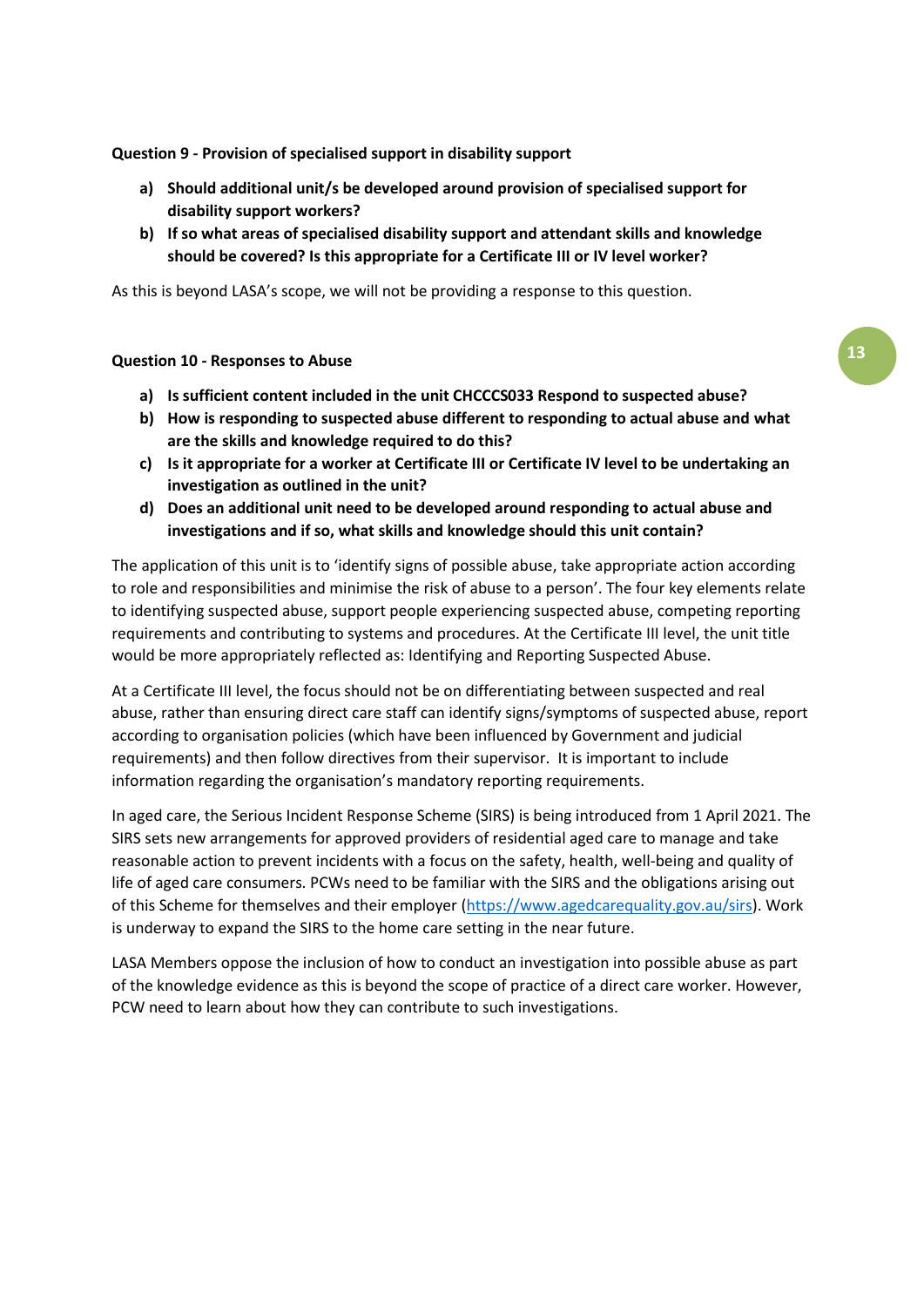**Question 9 - Provision of specialised support in disability support**

a) **Should additional unit/s be developed around provision of specialised support for disability support workers?**
b) **If so what areas of specialised disability support and attendant skills and knowledge should be covered? Is this appropriate for a Certificate III or IV level worker?**

As this is beyond LASA's scope, we will not be providing a response to this question.

**Question 10 - Responses to Abuse**

a) **Is sufficient content included in the unit CHCCCS033 Respond to suspected abuse?**
b) **How is responding to suspected abuse different to responding to actual abuse and what are the skills and knowledge required to do this?**
c) **Is it appropriate for a worker at Certificate III or Certificate IV level to be undertaking an investigation as outlined in the unit?**
d) **Does an additional unit need to be developed around responding to actual abuse and investigations and if so, what skills and knowledge should this unit contain?**

The application of this unit is to 'identify signs of possible abuse, take appropriate action according to role and responsibilities and minimise the risk of abuse to a person'. The four key elements relate to identifying suspected abuse, support people experiencing suspected abuse, competing reporting requirements and contributing to systems and procedures. At the Certificate III level, the unit title would be more appropriately reflected as: Identifying and Reporting Suspected Abuse.

At a Certificate III level, the focus should not be on differentiating between suspected and real abuse, rather than ensuring direct care staff can identify signs/symptoms of suspected abuse, report according to organisation policies (which have been influenced by Government and judicial requirements) and then follow directives from their supervisor. It is important to include information regarding the organisation's mandatory reporting requirements.

In aged care, the Serious Incident Response Scheme (SIRS) is being introduced from 1 April 2021. The SIRS sets new arrangements for approved providers of residential aged care to manage and take reasonable action to prevent incidents with a focus on the safety, health, well-being and quality of life of aged care consumers. PCWs need to be familiar with the SIRS and the obligations arising out of this Scheme for themselves and their employer (https://www.agedcarequality.gov.au/sirs). Work is underway to expand the SIRS to the home care setting in the near future.

LASA Members oppose the inclusion of how to conduct an investigation into possible abuse as part of the knowledge evidence as this is beyond the scope of practice of a direct care worker. However, PCW need to learn about how they can contribute to such investigations.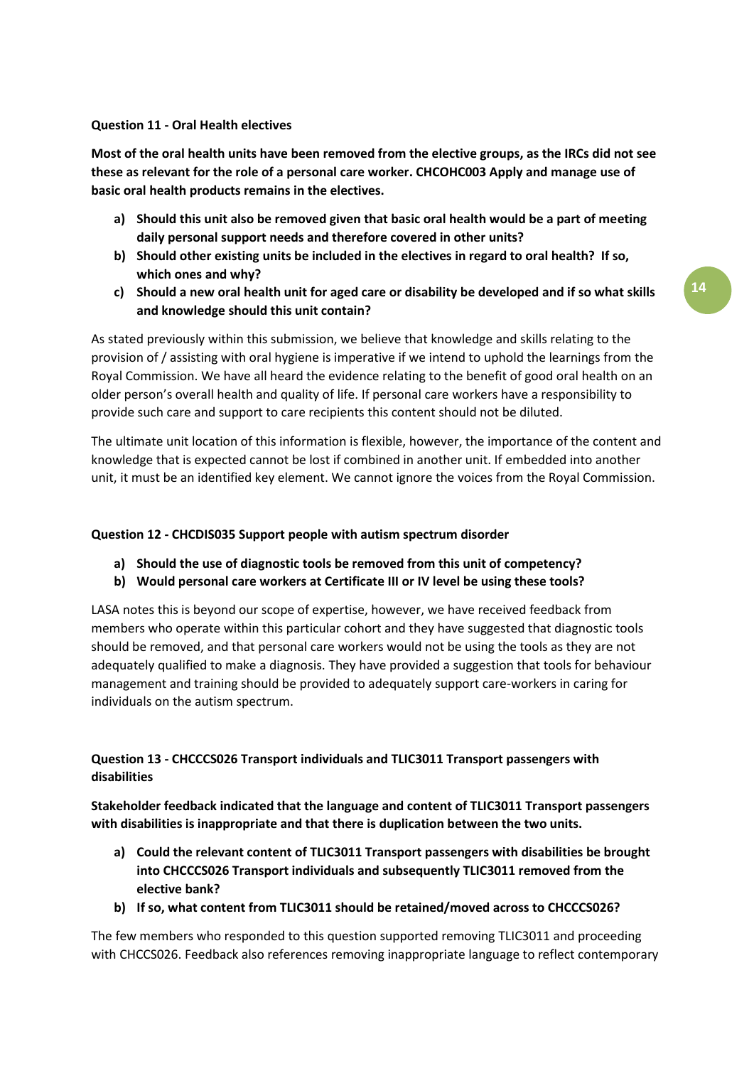**Question 11 - Oral Health electives**

**Most of the oral health units have been removed from the elective groups, as the IRCs did not see these as relevant for the role of a personal care worker. CHCOHC003 Apply and manage use of basic oral health products remains in the electives.**

a) **Should this unit also be removed given that basic oral health would be a part of meeting daily personal support needs and therefore covered in other units?**
b) **Should other existing units be included in the electives in regard to oral health? If so, which ones and why?**
c) **Should a new oral health unit for aged care or disability be developed and if so what skills and knowledge should this unit contain?**

As stated previously within this submission, we believe that knowledge and skills relating to the provision of / assisting with oral hygiene is imperative if we intend to uphold the learnings from the Royal Commission. We have all heard the evidence relating to the benefit of good oral health on an older person's overall health and quality of life. If personal care workers have a responsibility to provide such care and support to care recipients this content should not be diluted.

The ultimate unit location of this information is flexible, however, the importance of the content and knowledge that is expected cannot be lost if combined in another unit. If embedded into another unit, it must be an identified key element. We cannot ignore the voices from the Royal Commission.

**Question 12 - CHCDIS035 Support people with autism spectrum disorder**

a) **Should the use of diagnostic tools be removed from this unit of competency?**
b) **Would personal care workers at Certificate III or IV level be using these tools?**

LASA notes this is beyond our scope of expertise, however, we have received feedback from members who operate within this particular cohort and they have suggested that diagnostic tools should be removed, and that personal care workers would not be using the tools as they are not adequately qualified to make a diagnosis. They have provided a suggestion that tools for behaviour management and training should be provided to adequately support care-workers in caring for individuals on the autism spectrum.

**Question 13 - CHCCCS026 Transport individuals and TLIC3011 Transport passengers with disabilities**

**Stakeholder feedback indicated that the language and content of TLIC3011 Transport passengers with disabilities is inappropriate and that there is duplication between the two units.**

a) **Could the relevant content of TLIC3011 Transport passengers with disabilities be brought into CHCCCS026 Transport individuals and subsequently TLIC3011 removed from the elective bank?**
b) **If so, what content from TLIC3011 should be retained/moved across to CHCCCS026?**

The few members who responded to this question supported removing TLIC3011 and proceeding with CHCCS026. Feedback also references removing inappropriate language to reflect contemporary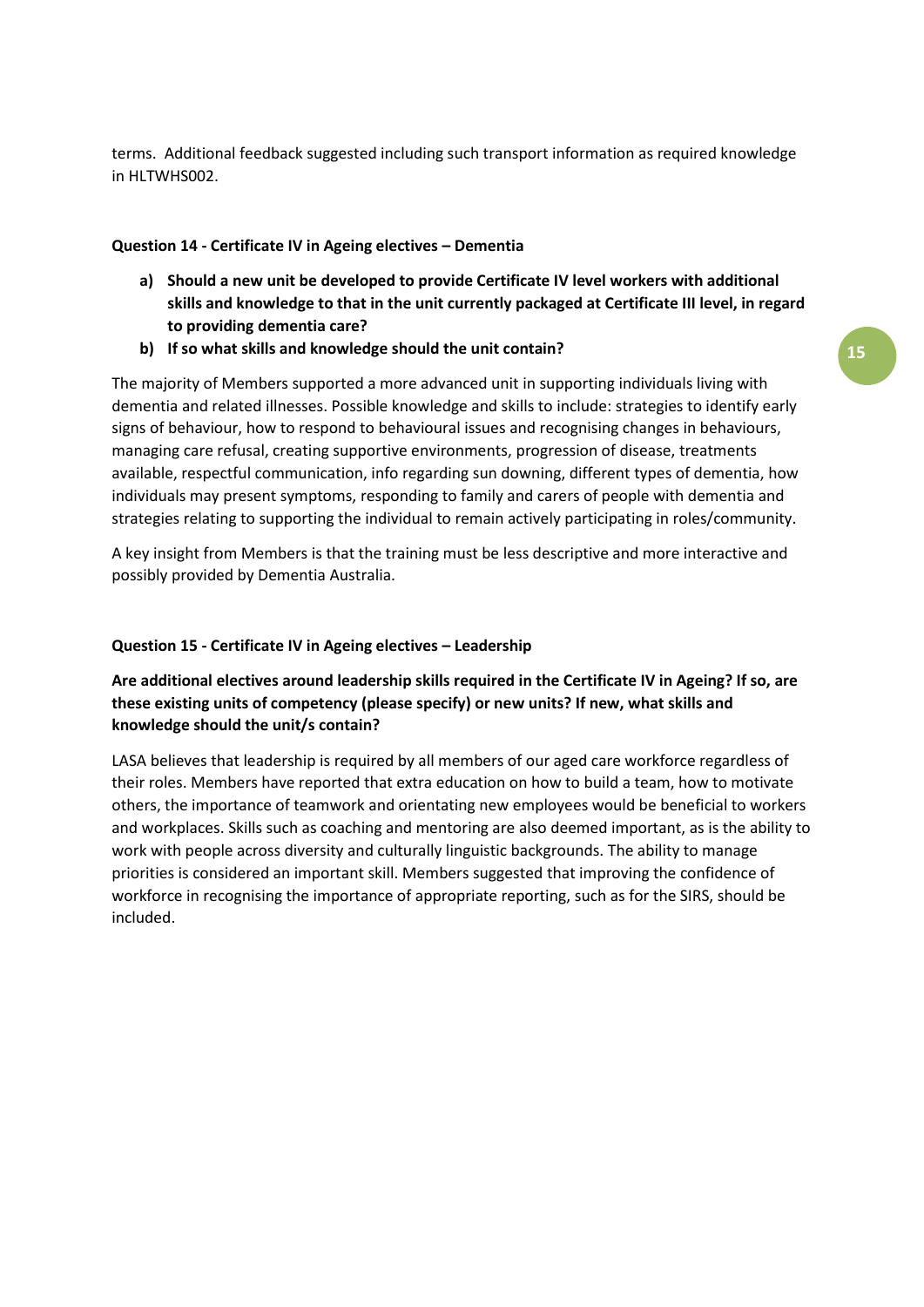terms. Additional feedback suggested including such transport information as required knowledge in HLTWHS002.

### Question 14 - Certificate IV in Ageing electives – Dementia

**a) Should a new unit be developed to provide Certificate IV level workers with additional skills and knowledge to that in the unit currently packaged at Certificate III level, in regard to providing dementia care?**

**b) If so what skills and knowledge should the unit contain?**

The majority of Members supported a more advanced unit in supporting individuals living with dementia and related illnesses. Possible knowledge and skills to include: strategies to identify early signs of behaviour, how to respond to behavioural issues and recognising changes in behaviours, managing care refusal, creating supportive environments, progression of disease, treatments available, respectful communication, info regarding sun downing, different types of dementia, how individuals may present symptoms, responding to family and carers of people with dementia and strategies relating to supporting the individual to remain actively participating in roles/community.

A key insight from Members is that the training must be less descriptive and more interactive and possibly provided by Dementia Australia.

### Question 15 - Certificate IV in Ageing electives – Leadership

**Are additional electives around leadership skills required in the Certificate IV in Ageing? If so, are these existing units of competency (please specify) or new units? If new, what skills and knowledge should the unit/s contain?**

LASA believes that leadership is required by all members of our aged care workforce regardless of their roles. Members have reported that extra education on how to build a team, how to motivate others, the importance of teamwork and orientating new employees would be beneficial to workers and workplaces. Skills such as coaching and mentoring are also deemed important, as is the ability to work with people across diversity and culturally linguistic backgrounds. The ability to manage priorities is considered an important skill. Members suggested that improving the confidence of workforce in recognising the importance of appropriate reporting, such as for the SIRS, should be included.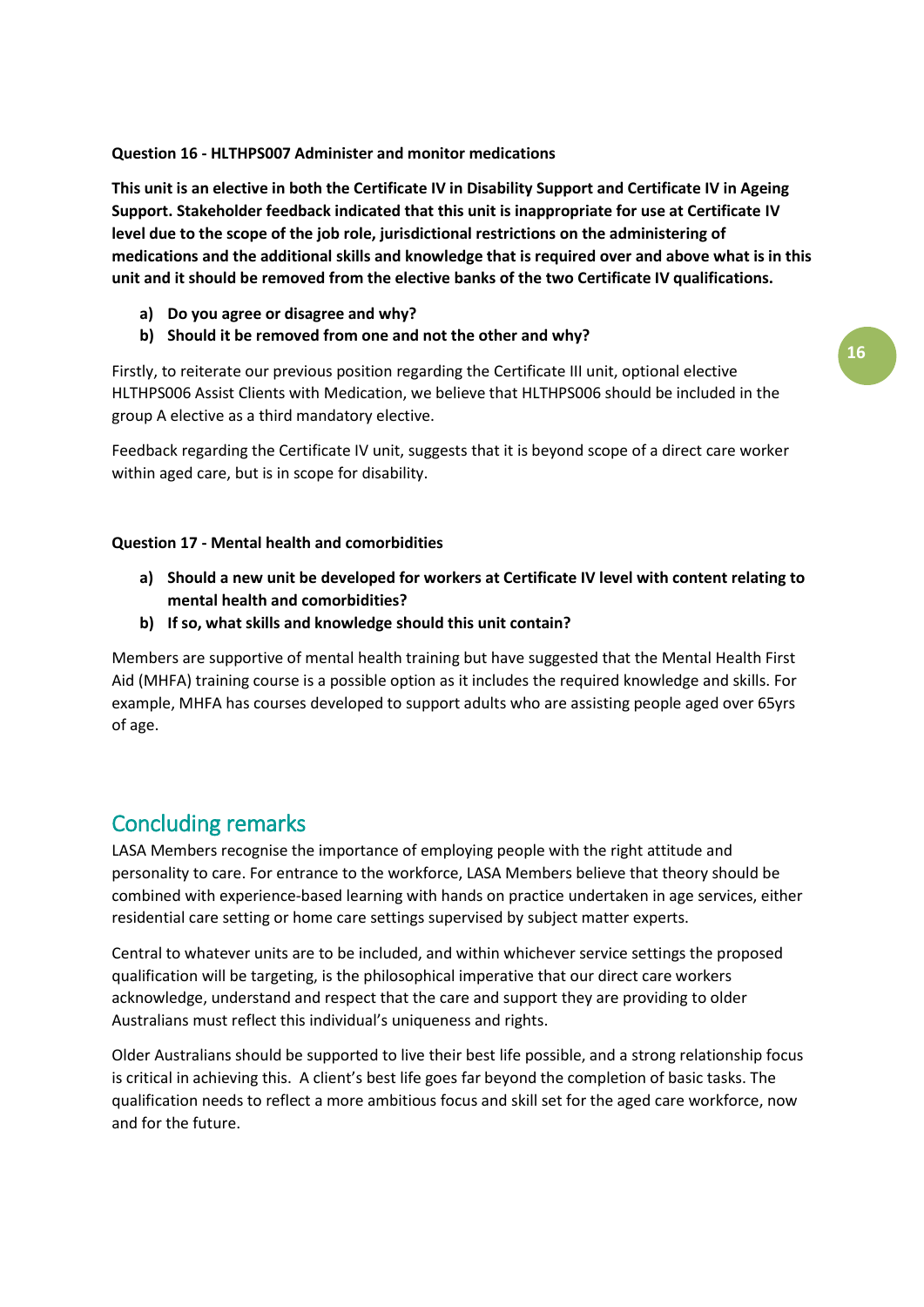**Question 16 - HLTHPS007 Administer and monitor medications**

**This unit is an elective in both the Certificate IV in Disability Support and Certificate IV in Ageing Support. Stakeholder feedback indicated that this unit is inappropriate for use at Certificate IV level due to the scope of the job role, jurisdictional restrictions on the administering of medications and the additional skills and knowledge that is required over and above what is in this unit and it should be removed from the elective banks of the two Certificate IV qualifications.**

- **a) Do you agree or disagree and why?**
- **b) Should it be removed from one and not the other and why?**

Firstly, to reiterate our previous position regarding the Certificate III unit, optional elective HLTHPS006 Assist Clients with Medication, we believe that HLTHPS006 should be included in the group A elective as a third mandatory elective.

Feedback regarding the Certificate IV unit, suggests that it is beyond scope of a direct care worker within aged care, but is in scope for disability.

**Question 17 - Mental health and comorbidities**

- **a) Should a new unit be developed for workers at Certificate IV level with content relating to mental health and comorbidities?**
- **b) If so, what skills and knowledge should this unit contain?**

Members are supportive of mental health training but have suggested that the Mental Health First Aid (MHFA) training course is a possible option as it includes the required knowledge and skills. For example, MHFA has courses developed to support adults who are assisting people aged over 65yrs of age.

## Concluding remarks

LASA Members recognise the importance of employing people with the right attitude and personality to care. For entrance to the workforce, LASA Members believe that theory should be combined with experience-based learning with hands on practice undertaken in age services, either residential care setting or home care settings supervised by subject matter experts.

Central to whatever units are to be included, and within whichever service settings the proposed qualification will be targeting, is the philosophical imperative that our direct care workers acknowledge, understand and respect that the care and support they are providing to older Australians must reflect this individual's uniqueness and rights.

Older Australians should be supported to live their best life possible, and a strong relationship focus is critical in achieving this. A client's best life goes far beyond the completion of basic tasks. The qualification needs to reflect a more ambitious focus and skill set for the aged care workforce, now and for the future.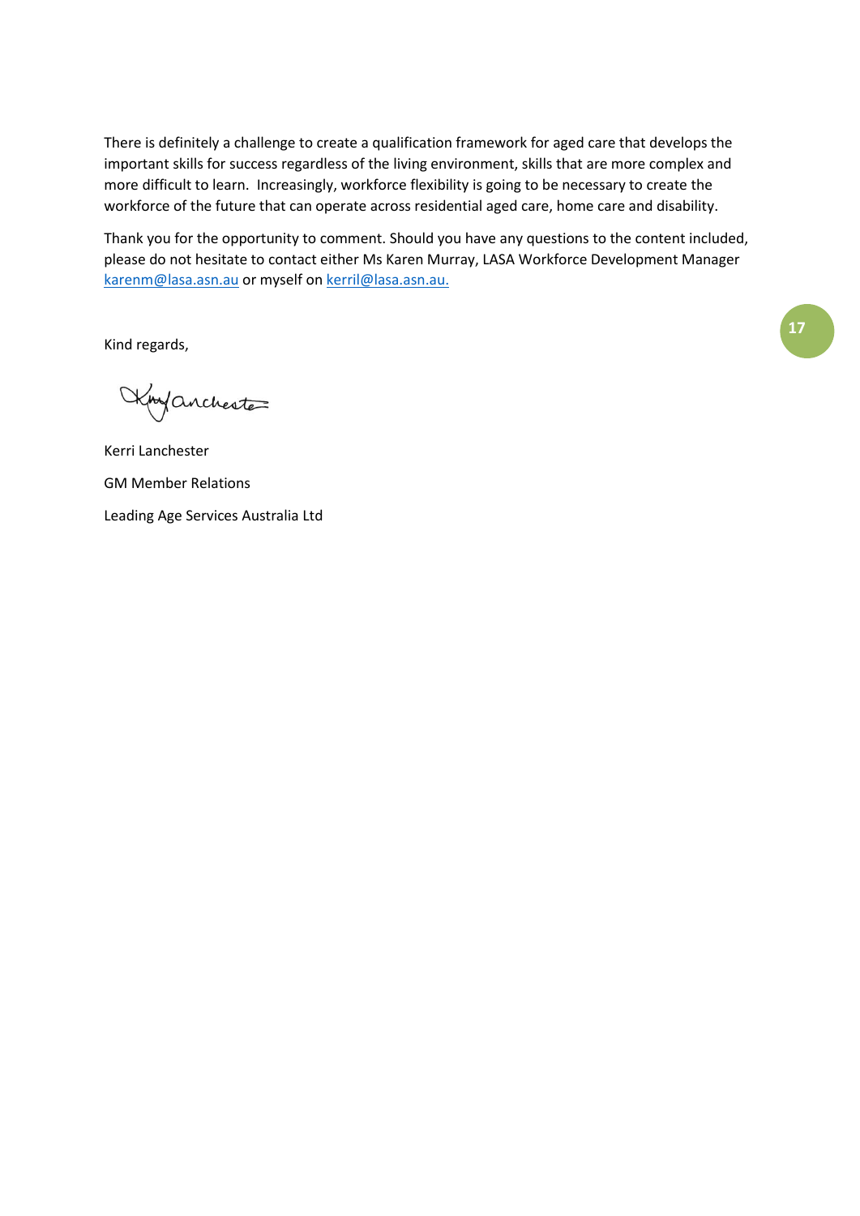There is definitely a challenge to create a qualification framework for aged care that develops the important skills for success regardless of the living environment, skills that are more complex and more difficult to learn. Increasingly, workforce flexibility is going to be necessary to create the workforce of the future that can operate across residential aged care, home care and disability.

Thank you for the opportunity to comment. Should you have any questions to the content included, please do not hesitate to contact either Ms Karen Murray, LASA Workforce Development Manager karenm@lasa.asn.au or myself on kerril@lasa.asn.au.

Kind regards,

Kerri Lanchester

GM Member Relations

Leading Age Services Australia Ltd